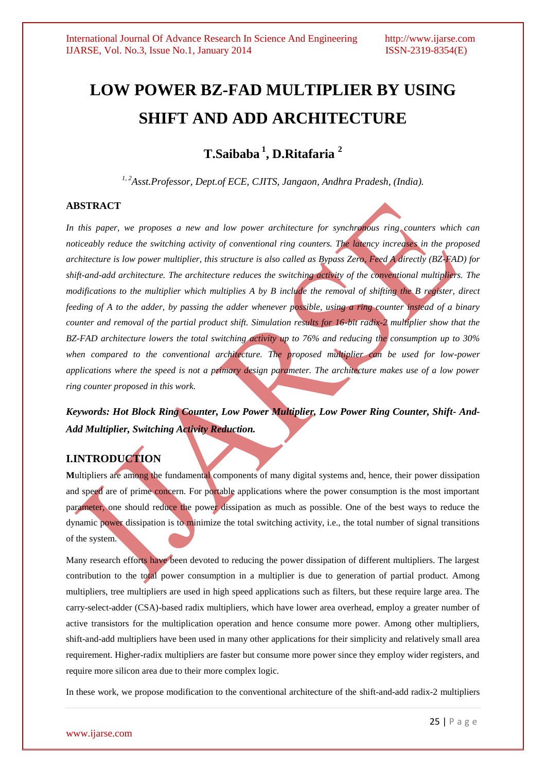# LOW POWER BZ-FAD MULTIPLIER BY USING SHIFT AND ADD ARCHITECTURE

## T.Saibaba [1], D.Ritafaria [2]

*[1, 2]Asst.Professor, Dept.of ECE, CJITS, Jangaon, Andhra Pradesh, (India).*

### ABSTRACT

*In this paper, we proposes a new and low power architecture for synchronous ring counters which can noticeably reduce the switching activity of conventional ring counters. The latency increases in the proposed architecture is low power multiplier, this structure is also called as Bypass Zero, Feed A directly (BZ-FAD) for shift-and-add architecture. The architecture reduces the switching activity of the conventional multipliers. The modifications to the multiplier which multiplies A by B include the removal of shifting the B register, direct feeding of A to the adder, by passing the adder whenever possible, using a ring counter instead of a binary counter and removal of the partial product shift. Simulation results for 16-bit radix-2 multiplier show that the BZ-FAD architecture lowers the total switching activity up to 76% and reducing the consumption up to 30% when compared to the conventional architecture. The proposed multiplier can be used for low-power applications where the speed is not a primary design parameter. The architecture makes use of a low power ring counter proposed in this work.*

***Keywords: Hot Block Ring Counter, Low Power Multiplier, Low Power Ring Counter, Shift- And-Add Multiplier, Switching Activity Reduction.***

### I.INTRODUCTION

**M**ultipliers are among the fundamental components of many digital systems and, hence, their power dissipation and speed are of prime concern. For portable applications where the power consumption is the most important parameter, one should reduce the power dissipation as much as possible. One of the best ways to reduce the dynamic power dissipation is to minimize the total switching activity, i.e., the total number of signal transitions of the system.

Many research efforts have been devoted to reducing the power dissipation of different multipliers. The largest contribution to the total power consumption in a multiplier is due to generation of partial product. Among multipliers, tree multipliers are used in high speed applications such as filters, but these require large area. The carry-select-adder (CSA)-based radix multipliers, which have lower area overhead, employ a greater number of active transistors for the multiplication operation and hence consume more power. Among other multipliers, shift-and-add multipliers have been used in many other applications for their simplicity and relatively small area requirement. Higher-radix multipliers are faster but consume more power since they employ wider registers, and require more silicon area due to their more complex logic.

In these work, we propose modification to the conventional architecture of the shift-and-add radix-2 multipliers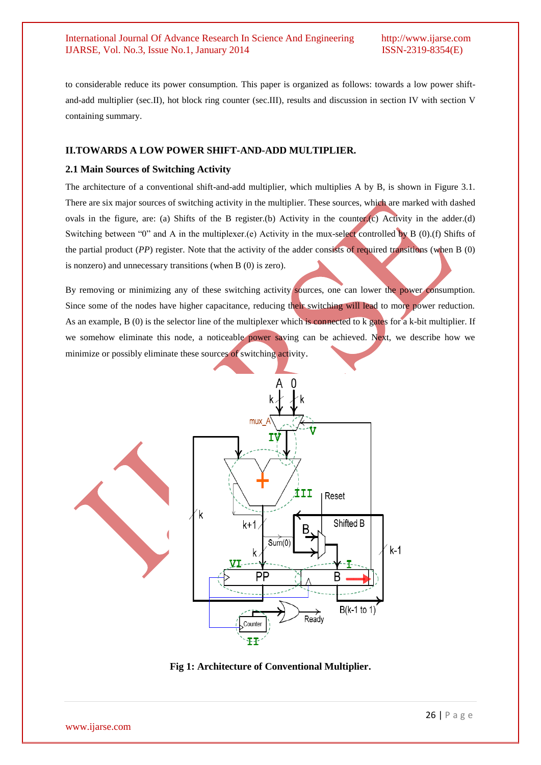to considerable reduce its power consumption. This paper is organized as follows: towards a low power shift-and-add multiplier (sec.II), hot block ring counter (sec.III), results and discussion in section IV with section V containing summary.

## II.TOWARDS A LOW POWER SHIFT-AND-ADD MULTIPLIER.

### 2.1 Main Sources of Switching Activity

The architecture of a conventional shift-and-add multiplier, which multiplies A by B, is shown in Figure 3.1. There are six major sources of switching activity in the multiplier. These sources, which are marked with dashed ovals in the figure, are: (a) Shifts of the B register.(b) Activity in the counter.(c) Activity in the adder.(d) Switching between "0" and A in the multiplexer.(e) Activity in the mux-select controlled by B (0).(f) Shifts of the partial product (*PP*) register. Note that the activity of the adder consists of required transitions (when B (0) is nonzero) and unnecessary transitions (when B (0) is zero).

By removing or minimizing any of these switching activity sources, one can lower the power consumption. Since some of the nodes have higher capacitance, reducing their switching will lead to more power reduction. As an example, B (0) is the selector line of the multiplexer which is connected to k gates for a k-bit multiplier. If we somehow eliminate this node, a noticeable power saving can be achieved. Next, we describe how we minimize or possibly eliminate these sources of switching activity.

**Fig 1: Architecture of Conventional Multiplier.**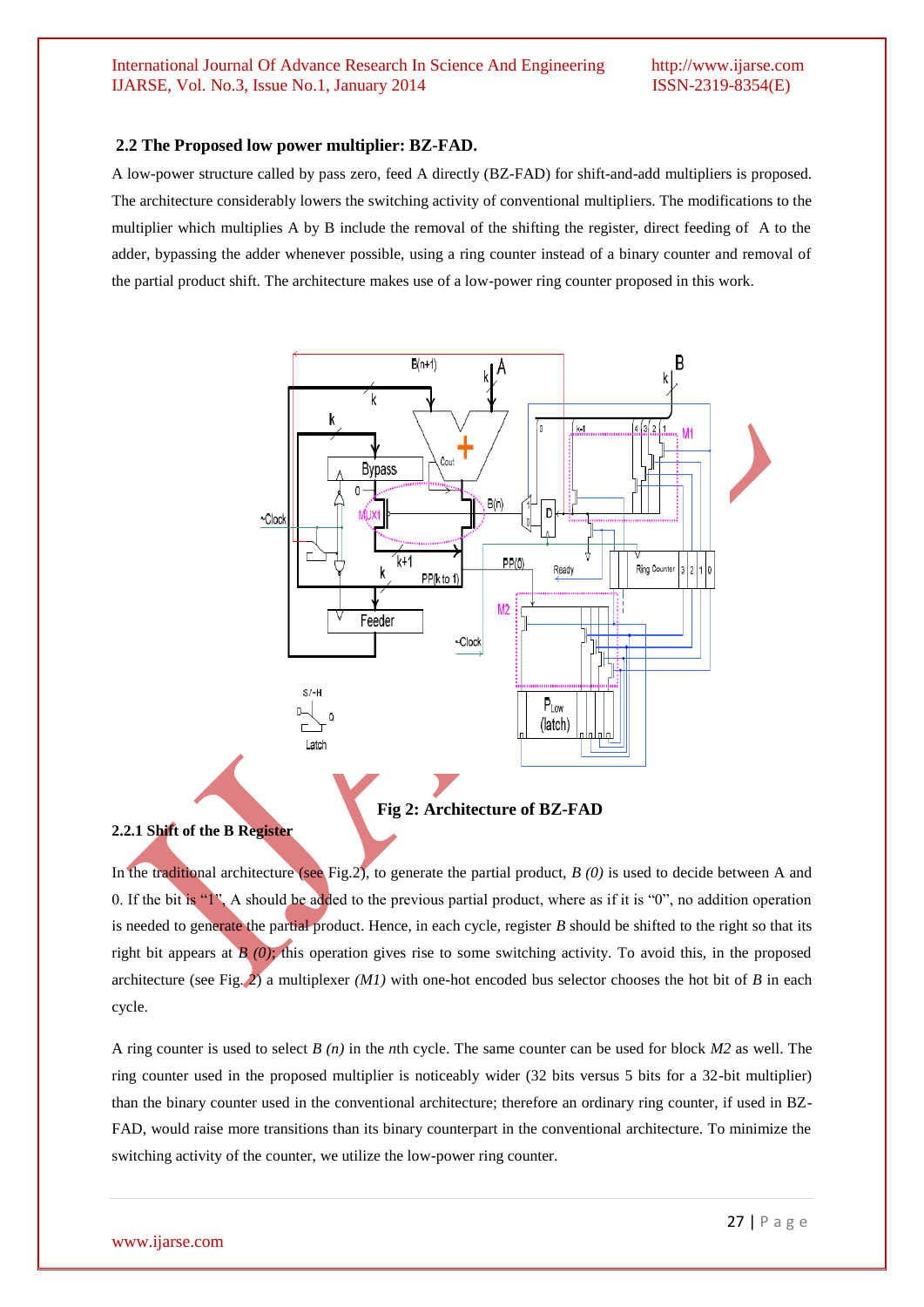### 2.2 The Proposed low power multiplier: BZ-FAD.

A low-power structure called by pass zero, feed A directly (BZ-FAD) for shift-and-add multipliers is proposed. The architecture considerably lowers the switching activity of conventional multipliers. The modifications to the multiplier which multiplies A by B include the removal of the shifting the register, direct feeding of A to the adder, bypassing the adder whenever possible, using a ring counter instead of a binary counter and removal of the partial product shift. The architecture makes use of a low-power ring counter proposed in this work.

**Fig 2: Architecture of BZ-FAD**

#### 2.2.1 Shift of the B Register

In the traditional architecture (see Fig.2), to generate the partial product, *B (0)* is used to decide between A and 0. If the bit is "1", A should be added to the previous partial product, where as if it is "0", no addition operation is needed to generate the partial product. Hence, in each cycle, register *B* should be shifted to the right so that its right bit appears at *B (0)*; this operation gives rise to some switching activity. To avoid this, in the proposed architecture (see Fig. 2) a multiplexer *(M1)* with one-hot encoded bus selector chooses the hot bit of *B* in each cycle.

A ring counter is used to select *B (n)* in the *n*th cycle. The same counter can be used for block *M2* as well. The ring counter used in the proposed multiplier is noticeably wider (32 bits versus 5 bits for a 32-bit multiplier) than the binary counter used in the conventional architecture; therefore an ordinary ring counter, if used in BZ-FAD, would raise more transitions than its binary counterpart in the conventional architecture. To minimize the switching activity of the counter, we utilize the low-power ring counter.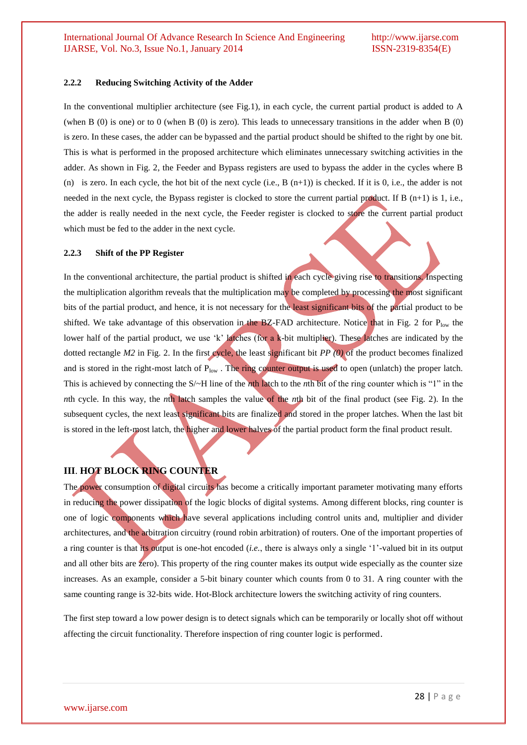### 2.2.2 Reducing Switching Activity of the Adder

In the conventional multiplier architecture (see Fig.1), in each cycle, the current partial product is added to A (when B (0) is one) or to 0 (when B (0) is zero). This leads to unnecessary transitions in the adder when B (0) is zero. In these cases, the adder can be bypassed and the partial product should be shifted to the right by one bit. This is what is performed in the proposed architecture which eliminates unnecessary switching activities in the adder. As shown in Fig. 2, the Feeder and Bypass registers are used to bypass the adder in the cycles where B (n) is zero. In each cycle, the hot bit of the next cycle (i.e., B (n+1)) is checked. If it is 0, i.e., the adder is not needed in the next cycle, the Bypass register is clocked to store the current partial product. If B (n+1) is 1, i.e., the adder is really needed in the next cycle, the Feeder register is clocked to store the current partial product which must be fed to the adder in the next cycle.

### 2.2.3 Shift of the PP Register

In the conventional architecture, the partial product is shifted in each cycle giving rise to transitions. Inspecting the multiplication algorithm reveals that the multiplication may be completed by processing the most significant bits of the partial product, and hence, it is not necessary for the least significant bits of the partial product to be shifted. We take advantage of this observation in the BZ-FAD architecture. Notice that in Fig. 2 for $P_{low}$ the lower half of the partial product, we use 'k' latches (for a k-bit multiplier). These latches are indicated by the dotted rectangle *M2* in Fig. 2. In the first cycle, the least significant bit *PP (0)* of the product becomes finalized and is stored in the right-most latch of $P_{low}$ . The ring counter output is used to open (unlatch) the proper latch. This is achieved by connecting the S/~H line of the *n*th latch to the *n*th bit of the ring counter which is "1" in the *n*th cycle. In this way, the *n*th latch samples the value of the *n*th bit of the final product (see Fig. 2). In the subsequent cycles, the next least significant bits are finalized and stored in the proper latches. When the last bit is stored in the left-most latch, the higher and lower halves of the partial product form the final product result.

## III. HOT BLOCK RING COUNTER

The power consumption of digital circuits has become a critically important parameter motivating many efforts in reducing the power dissipation of the logic blocks of digital systems. Among different blocks, ring counter is one of logic components which have several applications including control units and, multiplier and divider architectures, and the arbitration circuitry (round robin arbitration) of routers. One of the important properties of a ring counter is that its output is one-hot encoded (*i.e.*, there is always only a single '1'-valued bit in its output and all other bits are zero). This property of the ring counter makes its output wide especially as the counter size increases. As an example, consider a 5-bit binary counter which counts from 0 to 31. A ring counter with the same counting range is 32-bits wide. Hot-Block architecture lowers the switching activity of ring counters.

The first step toward a low power design is to detect signals which can be temporarily or locally shot off without affecting the circuit functionality. Therefore inspection of ring counter logic is performed.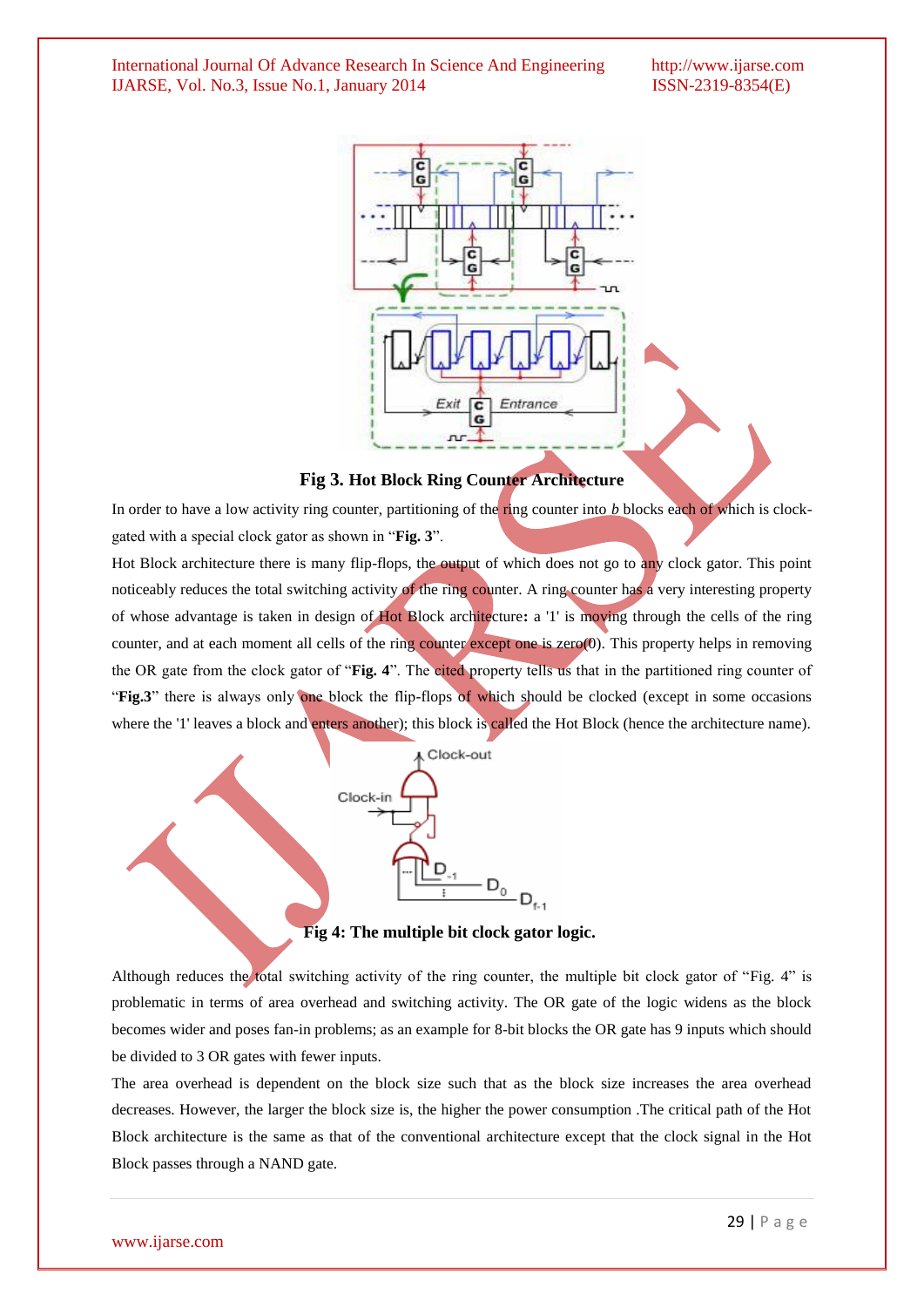**Fig 3. Hot Block Ring Counter Architecture**

In order to have a low activity ring counter, partitioning of the ring counter into *b* blocks each of which is clock-gated with a special clock gator as shown in "**Fig. 3**".

Hot Block architecture there is many flip-flops, the output of which does not go to any clock gator. This point noticeably reduces the total switching activity of the ring counter. A ring counter has a very interesting property of whose advantage is taken in design of Hot Block architecture**:** a '1' is moving through the cells of the ring counter, and at each moment all cells of the ring counter except one is zero(0). This property helps in removing the OR gate from the clock gator of "**Fig. 4**". The cited property tells us that in the partitioned ring counter of "**Fig.3**" there is always only one block the flip-flops of which should be clocked (except in some occasions where the '1' leaves a block and enters another); this block is called the Hot Block (hence the architecture name).

**Fig 4: The multiple bit clock gator logic.**

Although reduces the total switching activity of the ring counter, the multiple bit clock gator of "Fig. 4" is problematic in terms of area overhead and switching activity. The OR gate of the logic widens as the block becomes wider and poses fan-in problems; as an example for 8-bit blocks the OR gate has 9 inputs which should be divided to 3 OR gates with fewer inputs.

The area overhead is dependent on the block size such that as the block size increases the area overhead decreases. However, the larger the block size is, the higher the power consumption .The critical path of the Hot Block architecture is the same as that of the conventional architecture except that the clock signal in the Hot Block passes through a NAND gate.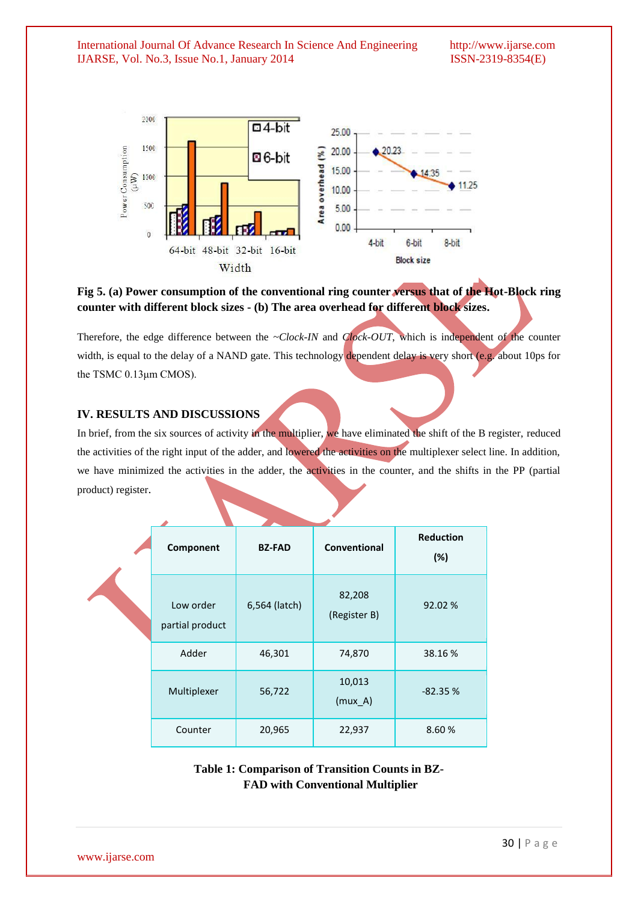**Fig 5. (a) Power consumption of the conventional ring counter versus that of the Hot-Block ring counter with different block sizes - (b) The area overhead for different block sizes.**

Therefore, the edge difference between the *~Clock-IN* and *Clock-OUT*, which is independent of the counter width, is equal to the delay of a NAND gate. This technology dependent delay is very short (e.g. about 10ps for the TSMC 0.13μm CMOS).

## IV. RESULTS AND DISCUSSIONS

In brief, from the six sources of activity in the multiplier, we have eliminated the shift of the B register, reduced the activities of the right input of the adder, and lowered the activities on the multiplexer select line. In addition, we have minimized the activities in the adder, the activities in the counter, and the shifts in the PP (partial product) register.

| Component | BZ-FAD | Conventional | Reduction (%) |
|---|---|---|---|
| Low order partial product | 6,564 (latch) | 82,208 (Register B) | 92.02 % |
| Adder | 46,301 | 74,870 | 38.16 % |
| Multiplexer | 56,722 | 10,013 (mux_A) | -82.35 % |
| Counter | 20,965 | 22,937 | 8.60 % |

**Table 1: Comparison of Transition Counts in BZ-FAD with Conventional Multiplier**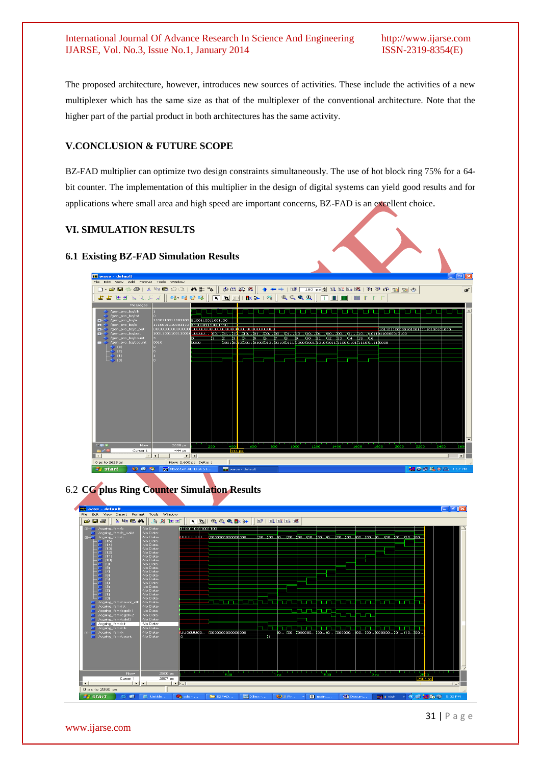The proposed architecture, however, introduces new sources of activities. These include the activities of a new multiplexer which has the same size as that of the multiplexer of the conventional architecture. Note that the higher part of the partial product in both architectures has the same activity.

## V.CONCLUSION & FUTURE SCOPE

BZ-FAD multiplier can optimize two design constraints simultaneously. The use of hot block ring 75% for a 64-bit counter. The implementation of this multiplier in the design of digital systems can yield good results and for applications where small area and high speed are important concerns, BZ-FAD is an excellent choice.

## VI. SIMULATION RESULTS

### 6.1 Existing BZ-FAD Simulation Results

### 6.2 CG plus Ring Counter Simulation Results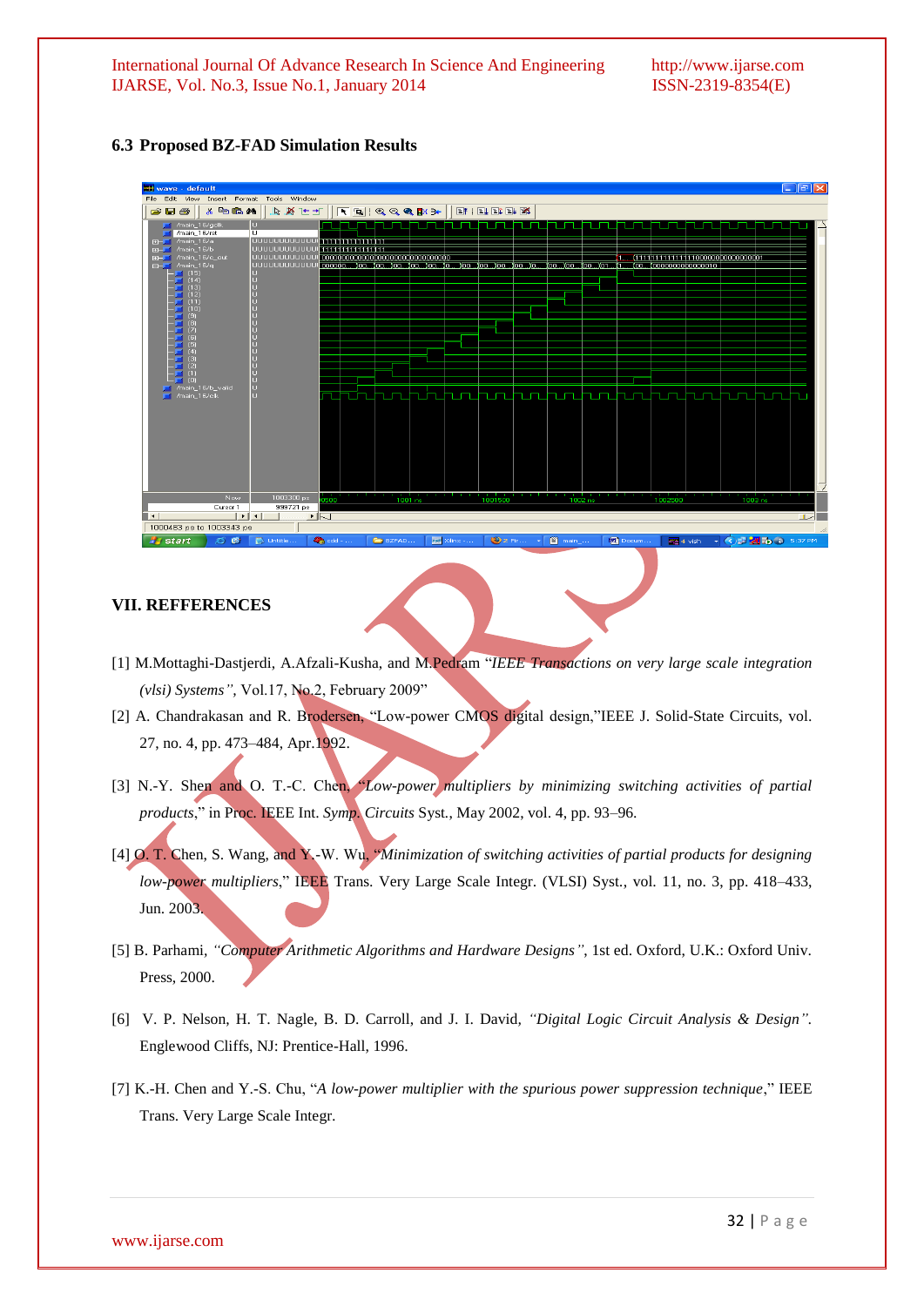### 6.3 Proposed BZ-FAD Simulation Results

## VII. REFFERENCES

[1] M.Mottaghi-Dastjerdi, A.Afzali-Kusha, and M.Pedram *"IEEE Transactions on very large scale integration (vlsi) Systems"*, Vol.17, No.2, February 2009"

[2] A. Chandrakasan and R. Brodersen, "Low-power CMOS digital design,"IEEE J. Solid-State Circuits, vol. 27, no. 4, pp. 473–484, Apr.1992.

[3] N.-Y. Shen and O. T.-C. Chen, *"Low-power multipliers by minimizing switching activities of partial products*," in Proc. IEEE Int. *Symp. Circuits* Syst., May 2002, vol. 4, pp. 93–96.

[4] O. T. Chen, S. Wang, and Y.-W. Wu, *"Minimization of switching activities of partial products for designing low-power multipliers*," IEEE Trans. Very Large Scale Integr. (VLSI) Syst., vol. 11, no. 3, pp. 418–433, Jun. 2003.

[5] B. Parhami, *"Computer Arithmetic Algorithms and Hardware Designs"*, 1st ed. Oxford, U.K.: Oxford Univ. Press, 2000.

[6] V. P. Nelson, H. T. Nagle, B. D. Carroll, and J. I. David, *"Digital Logic Circuit Analysis & Design"*. Englewood Cliffs, NJ: Prentice-Hall, 1996.

[7] K.-H. Chen and Y.-S. Chu, "*A low-power multiplier with the spurious power suppression technique*," IEEE Trans. Very Large Scale Integr.